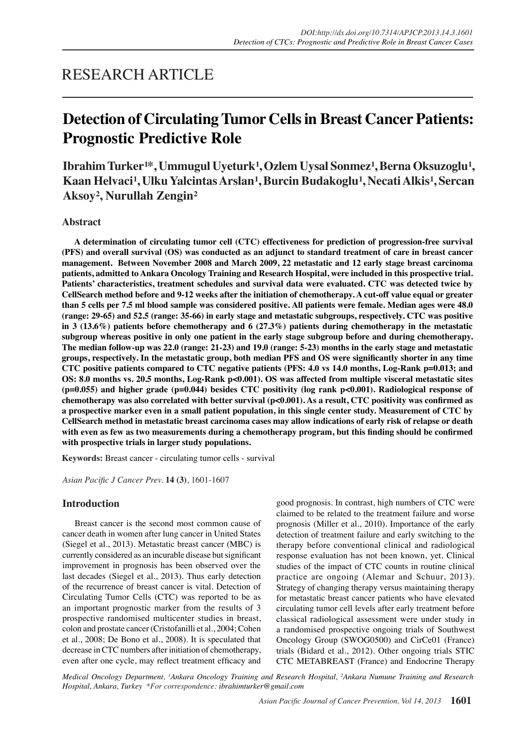RESEARCH ARTICLE

# Detection of Circulating Tumor Cells in Breast Cancer Patients: Prognostic Predictive Role

**Ibrahim Turker[1]*, Ummugul Uyeturk[1], Ozlem Uysal Sonmez[1], Berna Oksuzoglu[1], Kaan Helvaci[1], Ulku Yalcintas Arslan[1], Burcin Budakoglu[1], Necati Alkis[1], Sercan Aksoy[2], Nurullah Zengin[2]**

## Abstract

**A determination of circulating tumor cell (CTC) effectiveness for prediction of progression-free survival (PFS) and overall survival (OS) was conducted as an adjunct to standard treatment of care in breast cancer management. Between November 2008 and March 2009, 22 metastatic and 12 early stage breast carcinoma patients, admitted to Ankara Oncology Training and Research Hospital, were included in this prospective trial. Patients' characteristics, treatment schedules and survival data were evaluated. CTC was detected twice by CellSearch method before and 9-12 weeks after the initiation of chemotherapy. A cut-off value equal or greater than 5 cells per 7.5 ml blood sample was considered positive. All patients were female. Median ages were 48.0 (range: 29-65) and 52.5 (range: 35-66) in early stage and metastatic subgroups, respectively. CTC was positive in 3 (13.6%) patients before chemotherapy and 6 (27.3%) patients during chemotherapy in the metastatic subgroup whereas positive in only one patient in the early stage subgroup before and during chemotherapy. The median follow-up was 22.0 (range: 21-23) and 19.0 (range: 5-23) months in the early stage and metastatic groups, respectively. In the metastatic group, both median PFS and OS were significantly shorter in any time CTC positive patients compared to CTC negative patients (PFS: 4.0 vs 14.0 months, Log-Rank p=0.013; and OS: 8.0 months vs. 20.5 months, Log-Rank p<0.001). OS was affected from multiple visceral metastatic sites (p=0.055) and higher grade (p=0.044) besides CTC positivity (log rank p<0.001). Radiological response of chemotherapy was also correlated with better survival (p<0.001). As a result, CTC positivity was confirmed as a prospective marker even in a small patient population, in this single center study. Measurement of CTC by CellSearch method in metastatic breast carcinoma cases may allow indications of early risk of relapse or death with even as few as two measurements during a chemotherapy program, but this finding should be confirmed with prospective trials in larger study populations.**

**Keywords:** Breast cancer - circulating tumor cells - survival

*Asian Pacific J Cancer Prev.* **14 (3)**, 1601-1607

## Introduction

Breast cancer is the second most common cause of cancer death in women after lung cancer in United States (Siegel et al., 2013). Metastatic breast cancer (MBC) is currently considered as an incurable disease but significant improvement in prognosis has been observed over the last decades (Siegel et al., 2013). Thus early detection of the recurrence of breast cancer is vital. Detection of Circulating Tumor Cells (CTC) was reported to be as an important prognostic marker from the results of 3 prospective randomised multicenter studies in breast, colon and prostate cancer (Cristofanilli et al., 2004; Cohen et al., 2008; De Bono et al., 2008). It is speculated that decrease in CTC numbers after initiation of chemotherapy, even after one cycle, may reflect treatment efficacy and good prognosis. In contrast, high numbers of CTC were claimed to be related to the treatment failure and worse prognosis (Miller et al., 2010). Importance of the early detection of treatment failure and early switching to the therapy before conventional clinical and radiological response evaluation has not been known, yet. Clinical studies of the impact of CTC counts in routine clinical practice are ongoing (Alemar and Schuur, 2013). Strategy of changing therapy versus maintaining therapy for metastatic breast cancer patients who have elevated circulating tumor cell levels after early treatment before classical radiological assessment were under study in a randomised prospective ongoing trials of Southwest Oncology Group (SWOG0500) and CirCe01 (France) trials (Bidard et al., 2012). Other ongoing trials STIC CTC METABREAST (France) and Endocrine Therapy

*Medical Oncology Department, [1]Ankara Oncology Training and Research Hospital, [2]Ankara Numune Training and Research Hospital, Ankara, Turkey *For correspondence: ibrahimturker@gmail.com*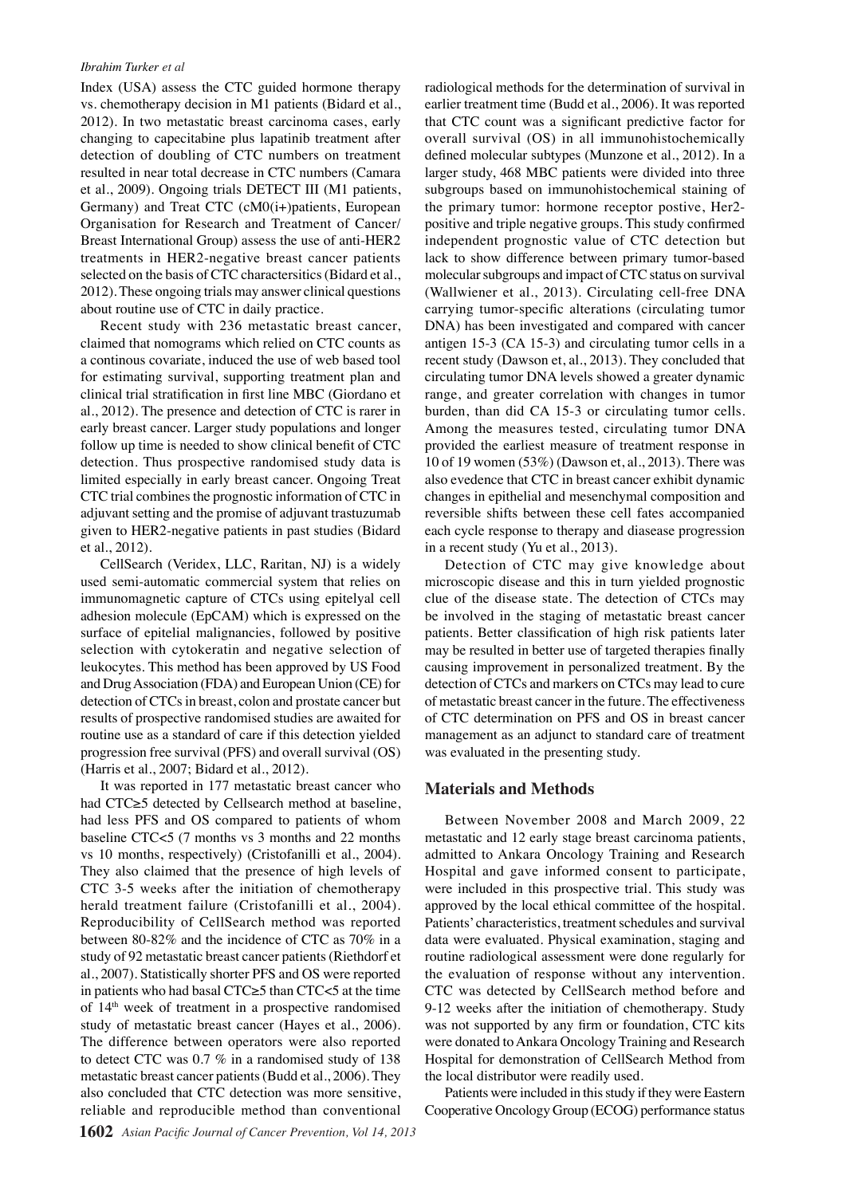Index (USA) assess the CTC guided hormone therapy vs. chemotherapy decision in M1 patients (Bidard et al., 2012). In two metastatic breast carcinoma cases, early changing to capecitabine plus lapatinib treatment after detection of doubling of CTC numbers on treatment resulted in near total decrease in CTC numbers (Camara et al., 2009). Ongoing trials DETECT III (M1 patients, Germany) and Treat CTC (cM0(i+)patients, European Organisation for Research and Treatment of Cancer/ Breast International Group) assess the use of anti-HER2 treatments in HER2-negative breast cancer patients selected on the basis of CTC charactersitics (Bidard et al., 2012). These ongoing trials may answer clinical questions about routine use of CTC in daily practice.

Recent study with 236 metastatic breast cancer, claimed that nomograms which relied on CTC counts as a continous covariate, induced the use of web based tool for estimating survival, supporting treatment plan and clinical trial stratification in first line MBC (Giordano et al., 2012). The presence and detection of CTC is rarer in early breast cancer. Larger study populations and longer follow up time is needed to show clinical benefit of CTC detection. Thus prospective randomised study data is limited especially in early breast cancer. Ongoing Treat CTC trial combines the prognostic information of CTC in adjuvant setting and the promise of adjuvant trastuzumab given to HER2-negative patients in past studies (Bidard et al., 2012).

CellSearch (Veridex, LLC, Raritan, NJ) is a widely used semi-automatic commercial system that relies on immunomagnetic capture of CTCs using epitelyal cell adhesion molecule (EpCAM) which is expressed on the surface of epitelial malignancies, followed by positive selection with cytokeratin and negative selection of leukocytes. This method has been approved by US Food and Drug Association (FDA) and European Union (CE) for detection of CTCs in breast, colon and prostate cancer but results of prospective randomised studies are awaited for routine use as a standard of care if this detection yielded progression free survival (PFS) and overall survival (OS) (Harris et al., 2007; Bidard et al., 2012).

It was reported in 177 metastatic breast cancer who had CTC≥5 detected by Cellsearch method at baseline, had less PFS and OS compared to patients of whom baseline CTC<5 (7 months vs 3 months and 22 months vs 10 months, respectively) (Cristofanilli et al., 2004). They also claimed that the presence of high levels of CTC 3-5 weeks after the initiation of chemotherapy herald treatment failure (Cristofanilli et al., 2004). Reproducibility of CellSearch method was reported between 80-82% and the incidence of CTC as 70% in a study of 92 metastatic breast cancer patients (Riethdorf et al., 2007). Statistically shorter PFS and OS were reported in patients who had basal CTC≥5 than CTC<5 at the time of 14th week of treatment in a prospective randomised study of metastatic breast cancer (Hayes et al., 2006). The difference between operators were also reported to detect CTC was 0.7 % in a randomised study of 138 metastatic breast cancer patients (Budd et al., 2006). They also concluded that CTC detection was more sensitive, reliable and reproducible method than conventional radiological methods for the determination of survival in earlier treatment time (Budd et al., 2006). It was reported that CTC count was a significant predictive factor for overall survival (OS) in all immunohistochemically defined molecular subtypes (Munzone et al., 2012). In a larger study, 468 MBC patients were divided into three subgroups based on immunohistochemical staining of the primary tumor: hormone receptor postive, Her2-positive and triple negative groups. This study confirmed independent prognostic value of CTC detection but lack to show difference between primary tumor-based molecular subgroups and impact of CTC status on survival (Wallwiener et al., 2013). Circulating cell-free DNA carrying tumor-specific alterations (circulating tumor DNA) has been investigated and compared with cancer antigen 15-3 (CA 15-3) and circulating tumor cells in a recent study (Dawson et, al., 2013). They concluded that circulating tumor DNA levels showed a greater dynamic range, and greater correlation with changes in tumor burden, than did CA 15-3 or circulating tumor cells. Among the measures tested, circulating tumor DNA provided the earliest measure of treatment response in 10 of 19 women (53%) (Dawson et, al., 2013). There was also evedence that CTC in breast cancer exhibit dynamic changes in epithelial and mesenchymal composition and reversible shifts between these cell fates accompanied each cycle response to therapy and diasease progression in a recent study (Yu et al., 2013).

Detection of CTC may give knowledge about microscopic disease and this in turn yielded prognostic clue of the disease state. The detection of CTCs may be involved in the staging of metastatic breast cancer patients. Better classification of high risk patients later may be resulted in better use of targeted therapies finally causing improvement in personalized treatment. By the detection of CTCs and markers on CTCs may lead to cure of metastatic breast cancer in the future. The effectiveness of CTC determination on PFS and OS in breast cancer management as an adjunct to standard care of treatment was evaluated in the presenting study.

## Materials and Methods

Between November 2008 and March 2009, 22 metastatic and 12 early stage breast carcinoma patients, admitted to Ankara Oncology Training and Research Hospital and gave informed consent to participate, were included in this prospective trial. This study was approved by the local ethical committee of the hospital. Patients' characteristics, treatment schedules and survival data were evaluated. Physical examination, staging and routine radiological assessment were done regularly for the evaluation of response without any intervention. CTC was detected by CellSearch method before and 9-12 weeks after the initiation of chemotherapy. This study was not supported by any firm or foundation, CTC kits were donated to Ankara Oncology Training and Research Hospital for demonstration of CellSearch Method from the local distributor were readily used.

Patients were included in this study if they were Eastern Cooperative Oncology Group (ECOG) performance status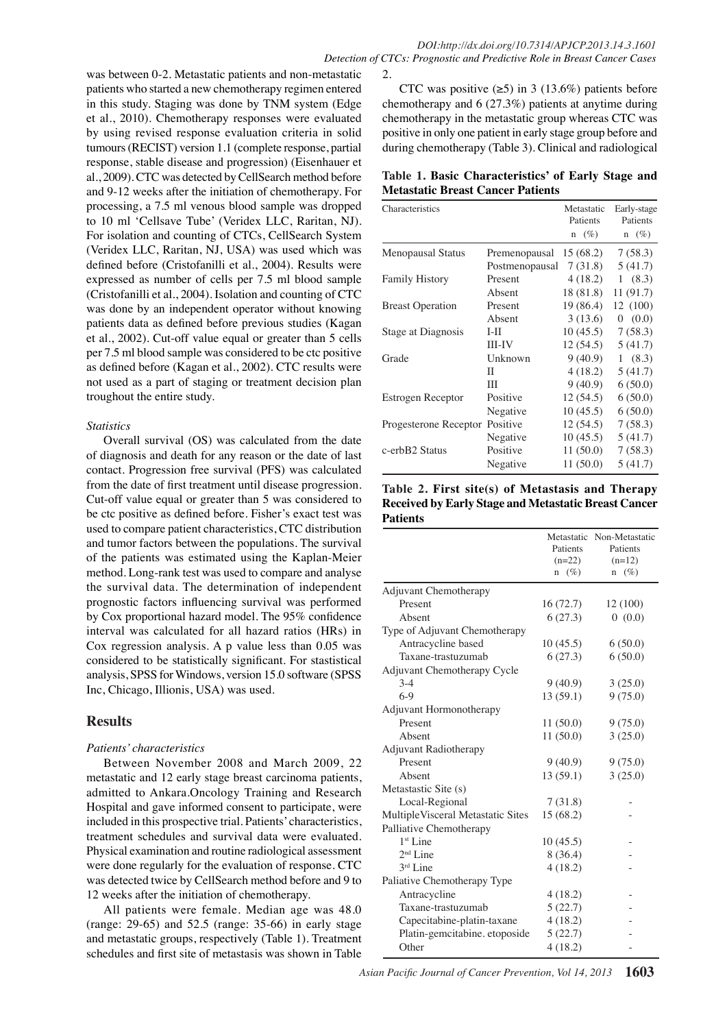was between 0-2. Metastatic patients and non-metastatic patients who started a new chemotherapy regimen entered in this study. Staging was done by TNM system (Edge et al., 2010). Chemotherapy responses were evaluated by using revised response evaluation criteria in solid tumours (RECIST) version 1.1 (complete response, partial response, stable disease and progression) (Eisenhauer et al., 2009). CTC was detected by CellSearch method before and 9-12 weeks after the initiation of chemotherapy. For processing, a 7.5 ml venous blood sample was dropped to 10 ml 'Cellsave Tube' (Veridex LLC, Raritan, NJ). For isolation and counting of CTCs, CellSearch System (Veridex LLC, Raritan, NJ, USA) was used which was defined before (Cristofanilli et al., 2004). Results were expressed as number of cells per 7.5 ml blood sample (Cristofanilli et al., 2004). Isolation and counting of CTC was done by an independent operator without knowing patients data as defined before previous studies (Kagan et al., 2002). Cut-off value equal or greater than 5 cells per 7.5 ml blood sample was considered to be ctc positive as defined before (Kagan et al., 2002). CTC results were not used as a part of staging or treatment decision plan troughout the entire study.

*Statistics*

Overall survival (OS) was calculated from the date of diagnosis and death for any reason or the date of last contact. Progression free survival (PFS) was calculated from the date of first treatment until disease progression. Cut-off value equal or greater than 5 was considered to be ctc positive as defined before. Fisher's exact test was used to compare patient characteristics, CTC distribution and tumor factors between the populations. The survival of the patients was estimated using the Kaplan-Meier method. Long-rank test was used to compare and analyse the survival data. The determination of independent prognostic factors influencing survival was performed by Cox proportional hazard model. The 95% confidence interval was calculated for all hazard ratios (HRs) in Cox regression analysis. A p value less than 0.05 was considered to be statistically significant. For stastistical analysis, SPSS for Windows, version 15.0 software (SPSS Inc, Chicago, Illionis, USA) was used.

## Results

*Patients' characteristics*

Between November 2008 and March 2009, 22 metastatic and 12 early stage breast carcinoma patients, admitted to Ankara.Oncology Training and Research Hospital and gave informed consent to participate, were included in this prospective trial. Patients' characteristics, treatment schedules and survival data were evaluated. Physical examination and routine radiological assessment were done regularly for the evaluation of response. CTC was detected twice by CellSearch method before and 9 to 12 weeks after the initiation of chemotherapy.

All patients were female. Median age was 48.0 (range: 29-65) and 52.5 (range: 35-66) in early stage and metastatic groups, respectively (Table 1). Treatment schedules and first site of metastasis was shown in Table 2.

CTC was positive (≥5) in 3 (13.6%) patients before chemotherapy and 6 (27.3%) patients at anytime during chemotherapy in the metastatic group whereas CTC was positive in only one patient in early stage group before and during chemotherapy (Table 3). Clinical and radiological

**Table 1. Basic Characteristics' of Early Stage and Metastatic Breast Cancer Patients**

| Characteristics | | Metastatic Patients n (%) | Early-stage Patients n (%) |
|---|---|---|---|
| Menopausal Status | Premenopausal | 15 (68.2) | 7 (58.3) |
| | Postmenopausal | 7 (31.8) | 5 (41.7) |
| Family History | Present | 4 (18.2) | 1 (8.3) |
| | Absent | 18 (81.8) | 11 (91.7) |
| Breast Operation | Present | 19 (86.4) | 12 (100) |
| | Absent | 3 (13.6) | 0 (0.0) |
| Stage at Diagnosis | I-II | 10 (45.5) | 7 (58.3) |
| | III-IV | 12 (54.5) | 5 (41.7) |
| Grade | Unknown | 9 (40.9) | 1 (8.3) |
| | II | 4 (18.2) | 5 (41.7) |
| | III | 9 (40.9) | 6 (50.0) |
| Estrogen Receptor | Positive | 12 (54.5) | 6 (50.0) |
| | Negative | 10 (45.5) | 6 (50.0) |
| Progesterone Receptor | Positive | 12 (54.5) | 7 (58.3) |
| | Negative | 10 (45.5) | 5 (41.7) |
| c-erbB2 Status | Positive | 11 (50.0) | 7 (58.3) |
| | Negative | 11 (50.0) | 5 (41.7) |

**Table 2. First site(s) of Metastasis and Therapy Received by Early Stage and Metastatic Breast Cancer Patients**

| | Metastatic Patients (n=22) n (%) | Non-Metastatic Patients (n=12) n (%) |
|---|---|---|
| Adjuvant Chemotherapy | | |
| Present | 16 (72.7) | 12 (100) |
| Absent | 6 (27.3) | 0 (0.0) |
| Type of Adjuvant Chemotherapy | | |
| Antracycline based | 10 (45.5) | 6 (50.0) |
| Taxane-trastuzumab | 6 (27.3) | 6 (50.0) |
| Adjuvant Chemotherapy Cycle | | |
| 3-4 | 9 (40.9) | 3 (25.0) |
| 6-9 | 13 (59.1) | 9 (75.0) |
| Adjuvant Hormonotherapy | | |
| Present | 11 (50.0) | 9 (75.0) |
| Absent | 11 (50.0) | 3 (25.0) |
| Adjuvant Radiotherapy | | |
| Present | 9 (40.9) | 9 (75.0) |
| Absent | 13 (59.1) | 3 (25.0) |
| Metastatic Site (s) | | |
| Local-Regional | 7 (31.8) | - |
| Multiple Visceral Metastatic Sites | 15 (68.2) | - |
| Palliative Chemotherapy | | |
| 1st Line | 10 (45.5) | - |
| 2nd Line | 8 (36.4) | - |
| 3rd Line | 4 (18.2) | - |
| Paliative Chemotherapy Type | | |
| Antracycline | 4 (18.2) | - |
| Taxane-trastuzumab | 5 (22.7) | - |
| Capecitabine-platin-taxane | 4 (18.2) | - |
| Platin-gemcitabine. etoposide | 5 (22.7) | - |
| Other | 4 (18.2) | - |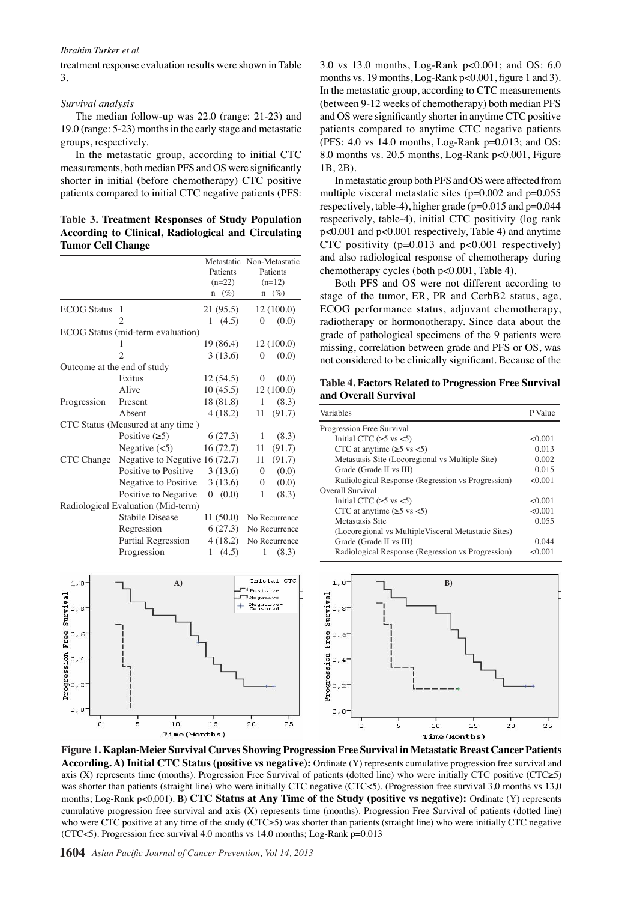treatment response evaluation results were shown in Table 3.

*Survival analysis*

The median follow-up was 22.0 (range: 21-23) and 19.0 (range: 5-23) months in the early stage and metastatic groups, respectively.

In the metastatic group, according to initial CTC measurements, both median PFS and OS were significantly shorter in initial (before chemotherapy) CTC positive patients compared to initial CTC negative patients (PFS: 3.0 vs 13.0 months, Log-Rank p<0.001; and OS: 6.0 months vs. 19 months, Log-Rank p<0.001, figure 1 and 3). In the metastatic group, according to CTC measurements (between 9-12 weeks of chemotherapy) both median PFS and OS were significantly shorter in anytime CTC positive patients compared to anytime CTC negative patients (PFS: 4.0 vs 14.0 months, Log-Rank p=0.013; and OS: 8.0 months vs. 20.5 months, Log-Rank p<0.001, Figure 1B, 2B).

In metastatic group both PFS and OS were affected from multiple visceral metastatic sites (p=0.002 and p=0.055 respectively, table-4), higher grade (p=0.015 and p=0.044 respectively, table-4), initial CTC positivity (log rank p<0.001 and p<0.001 respectively, Table 4) and anytime CTC positivity (p=0.013 and p<0.001 respectively) and also radiological response of chemotherapy during chemotherapy cycles (both p<0.001, Table 4).

Both PFS and OS were not different according to stage of the tumor, ER, PR and CerbB2 status, age, ECOG performance status, adjuvant chemotherapy, radiotherapy or hormonotherapy. Since data about the grade of pathological specimens of the 9 patients were missing, correlation between grade and PFS or OS, was not considered to be clinically significant. Because of the

**Table 3. Treatment Responses of Study Population According to Clinical, Radiological and Circulating Tumor Cell Change**

| | | Metastatic Patients (n=22) n (%) | Non-Metastatic Patients (n=12) n (%) |
|---|---|---|---|
| ECOG Status | 1 | 21 (95.5) | 12 (100.0) |
| | 2 | 1 (4.5) | 0 (0.0) |
| ECOG Status (mid-term evaluation) | | | |
| | 1 | 19 (86.4) | 12 (100.0) |
| | 2 | 3 (13.6) | 0 (0.0) |
| Outcome at the end of study | | | |
| | Exitus | 12 (54.5) | 0 (0.0) |
| | Alive | 10 (45.5) | 12 (100.0) |
| Progression | Present | 18 (81.8) | 1 (8.3) |
| | Absent | 4 (18.2) | 11 (91.7) |
| CTC Status (Measured at any time ) | | | |
| | Positive (≥5) | 6 (27.3) | 1 (8.3) |
| | Negative (<5) | 16 (72.7) | 11 (91.7) |
| CTC Change | Negative to Negative | 16 (72.7) | 11 (91.7) |
| | Positive to Positive | 3 (13.6) | 0 (0.0) |
| | Negative to Positive | 3 (13.6) | 0 (0.0) |
| | Positive to Negative | 0 (0.0) | 1 (8.3) |
| Radiological Evaluation (Mid-term) | | | |
| | Stabile Disease | 11 (50.0) | No Recurrence |
| | Regression | 6 (27.3) | No Recurrence |
| | Partial Regression | 4 (18.2) | No Recurrence |
| | Progression | 1 (4.5) | 1 (8.3) |

**Table 4. Factors Related to Progression Free Survival and Overall Survival**

| Variables | P Value |
|---|---|
| Progression Free Survival | |
| Initial CTC (≥5 vs <5) | <0.001 |
| CTC at anytime (≥5 vs <5) | 0.013 |
| Metastasis Site (Locoregional vs Multiple Site) | 0.002 |
| Grade (Grade II vs III) | 0.015 |
| Radiological Response (Regression vs Progression) | <0.001 |
| Overall Survival | |
| Initial CTC (≥5 vs <5) | <0.001 |
| CTC at anytime (≥5 vs <5) | <0.001 |
| Metastasis Site (Locoregional vs MultipleVisceral Metastatic Sites) | 0.055 |
| Grade (Grade II vs III) | 0.044 |
| Radiological Response (Regression vs Progression) | <0.001 |

**Figure 1. Kaplan-Meier Survival Curves Showing Progression Free Survival in Metastatic Breast Cancer Patients According. A) Initial CTC Status (positive vs negative):** Ordinate (Y) represents cumulative progression free survival and axis (X) represents time (months). Progression Free Survival of patients (dotted line) who were initially CTC positive (CTC≥5) was shorter than patients (straight line) who were initially CTC negative (CTC<5). (Progression free survival 3,0 months vs 13,0 months; Log-Rank p<0,001). **B) CTC Status at Any Time of the Study (positive vs negative):** Ordinate (Y) represents cumulative progression free survival and axis (X) represents time (months). Progression Free Survival of patients (dotted line) who were CTC positive at any time of the study (CTC≥5) was shorter than patients (straight line) who were initially CTC negative (CTC<5). Progression free survival 4.0 months vs 14.0 months; Log-Rank p=0.013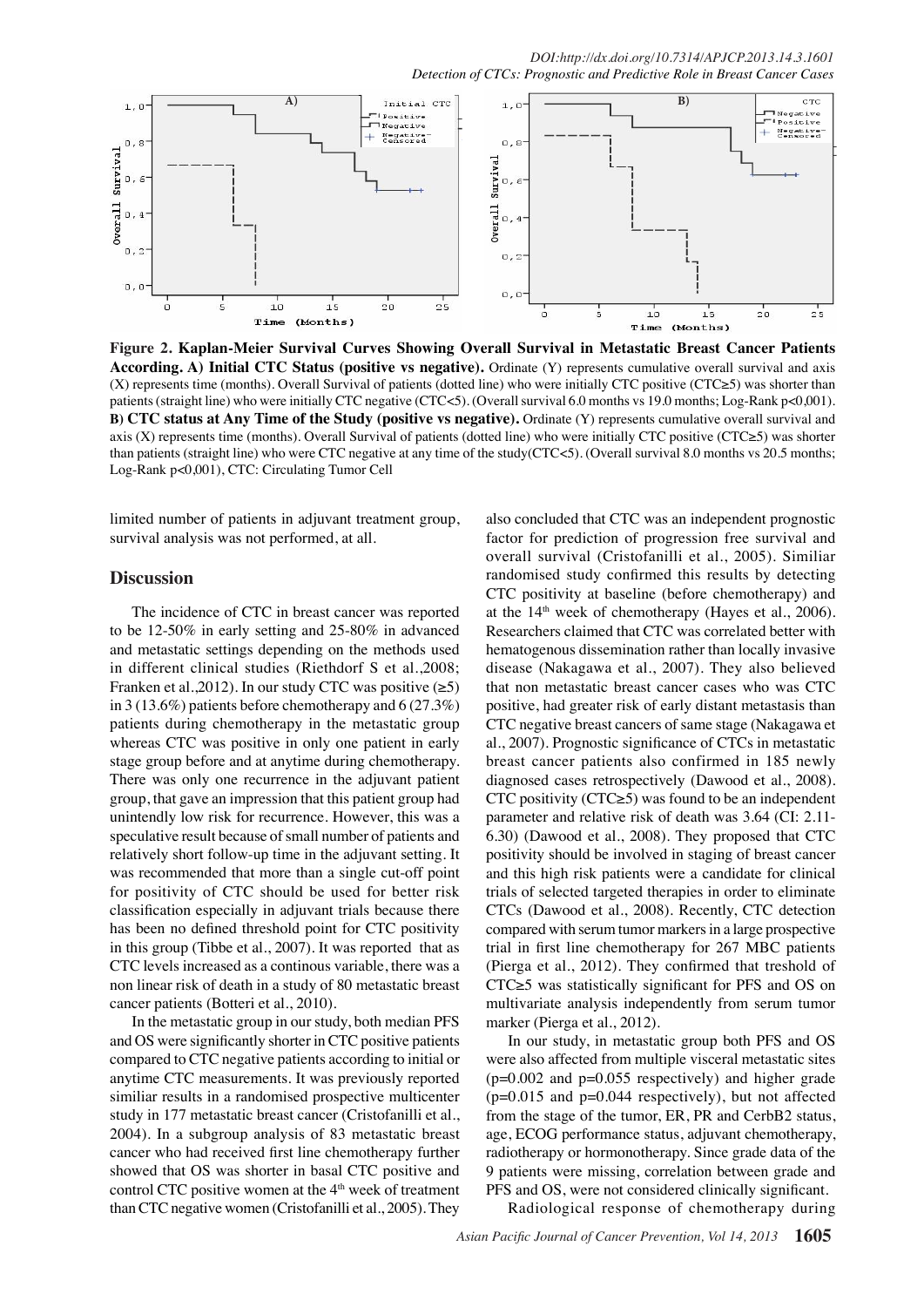**Figure 2. Kaplan-Meier Survival Curves Showing Overall Survival in Metastatic Breast Cancer Patients According. A) Initial CTC Status (positive vs negative).** Ordinate (Y) represents cumulative overall survival and axis (X) represents time (months). Overall Survival of patients (dotted line) who were initially CTC positive (CTC≥5) was shorter than patients (straight line) who were initially CTC negative (CTC<5). (Overall survival 6.0 months vs 19.0 months; Log-Rank p<0,001). **B) CTC status at Any Time of the Study (positive vs negative).** Ordinate (Y) represents cumulative overall survival and axis (X) represents time (months). Overall Survival of patients (dotted line) who were initially CTC positive (CTC≥5) was shorter than patients (straight line) who were CTC negative at any time of the study(CTC<5). (Overall survival 8.0 months vs 20.5 months; Log-Rank p<0,001), CTC: Circulating Tumor Cell

limited number of patients in adjuvant treatment group, survival analysis was not performed, at all.

## Discussion

The incidence of CTC in breast cancer was reported to be 12-50% in early setting and 25-80% in advanced and metastatic settings depending on the methods used in different clinical studies (Riethdorf S et al.,2008; Franken et al.,2012). In our study CTC was positive (≥5) in 3 (13.6%) patients before chemotherapy and 6 (27.3%) patients during chemotherapy in the metastatic group whereas CTC was positive in only one patient in early stage group before and at anytime during chemotherapy. There was only one recurrence in the adjuvant patient group, that gave an impression that this patient group had unintendly low risk for recurrence. However, this was a speculative result because of small number of patients and relatively short follow-up time in the adjuvant setting. It was recommended that more than a single cut-off point for positivity of CTC should be used for better risk classification especially in adjuvant trials because there has been no defined threshold point for CTC positivity in this group (Tibbe et al., 2007). It was reported that as CTC levels increased as a continous variable, there was a non linear risk of death in a study of 80 metastatic breast cancer patients (Botteri et al., 2010).

In the metastatic group in our study, both median PFS and OS were significantly shorter in CTC positive patients compared to CTC negative patients according to initial or anytime CTC measurements. It was previously reported similiar results in a randomised prospective multicenter study in 177 metastatic breast cancer (Cristofanilli et al., 2004). In a subgroup analysis of 83 metastatic breast cancer who had received first line chemotherapy further showed that OS was shorter in basal CTC positive and control CTC positive women at the 4th week of treatment than CTC negative women (Cristofanilli et al., 2005). They also concluded that CTC was an independent prognostic factor for prediction of progression free survival and overall survival (Cristofanilli et al., 2005). Similiar randomised study confirmed this results by detecting CTC positivity at baseline (before chemotherapy) and at the 14th week of chemotherapy (Hayes et al., 2006). Researchers claimed that CTC was correlated better with hematogenous dissemination rather than locally invasive disease (Nakagawa et al., 2007). They also believed that non metastatic breast cancer cases who was CTC positive, had greater risk of early distant metastasis than CTC negative breast cancers of same stage (Nakagawa et al., 2007). Prognostic significance of CTCs in metastatic breast cancer patients also confirmed in 185 newly diagnosed cases retrospectively (Dawood et al., 2008). CTC positivity (CTC≥5) was found to be an independent parameter and relative risk of death was 3.64 (CI: 2.11-6.30) (Dawood et al., 2008). They proposed that CTC positivity should be involved in staging of breast cancer and this high risk patients were a candidate for clinical trials of selected targeted therapies in order to eliminate CTCs (Dawood et al., 2008). Recently, CTC detection compared with serum tumor markers in a large prospective trial in first line chemotherapy for 267 MBC patients (Pierga et al., 2012). They confirmed that treshold of CTC≥5 was statistically significant for PFS and OS on multivariate analysis independently from serum tumor marker (Pierga et al., 2012).

In our study, in metastatic group both PFS and OS were also affected from multiple visceral metastatic sites ($p=0.002$ and $p=0.055$ respectively) and higher grade ($p=0.015$ and $p=0.044$ respectively), but not affected from the stage of the tumor, ER, PR and CerbB2 status, age, ECOG performance status, adjuvant chemotherapy, radiotherapy or hormonotherapy. Since grade data of the 9 patients were missing, correlation between grade and PFS and OS, were not considered clinically significant.

Radiological response of chemotherapy during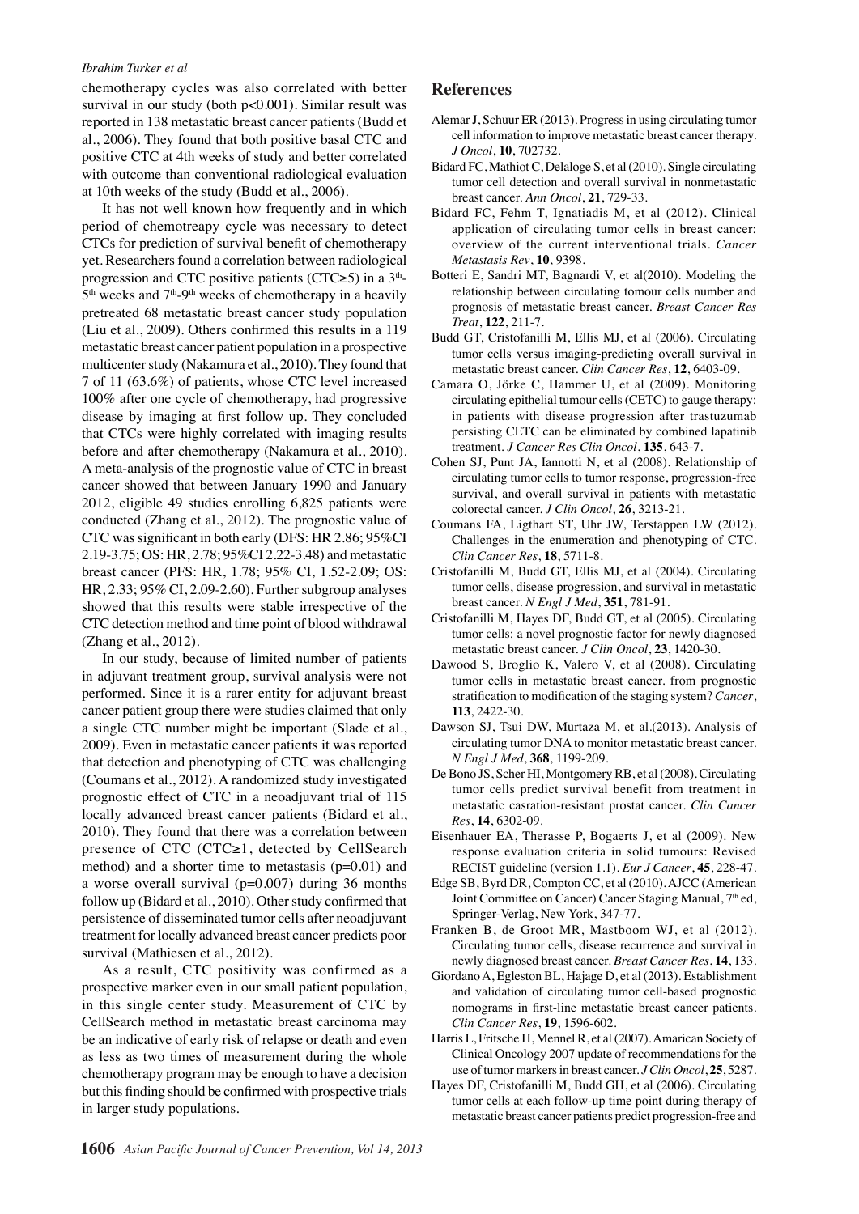chemotherapy cycles was also correlated with better survival in our study (both p<0.001). Similar result was reported in 138 metastatic breast cancer patients (Budd et al., 2006). They found that both positive basal CTC and positive CTC at 4th weeks of study and better correlated with outcome than conventional radiological evaluation at 10th weeks of the study (Budd et al., 2006).

It has not well known how frequently and in which period of chemotreapy cycle was necessary to detect CTCs for prediction of survival benefit of chemotherapy yet. Researchers found a correlation between radiological progression and CTC positive patients (CTC≥5) in a 3th-5th weeks and 7th-9th weeks of chemotherapy in a heavily pretreated 68 metastatic breast cancer study population (Liu et al., 2009). Others confirmed this results in a 119 metastatic breast cancer patient population in a prospective multicenter study (Nakamura et al., 2010). They found that 7 of 11 (63.6%) of patients, whose CTC level increased 100% after one cycle of chemotherapy, had progressive disease by imaging at first follow up. They concluded that CTCs were highly correlated with imaging results before and after chemotherapy (Nakamura et al., 2010). A meta-analysis of the prognostic value of CTC in breast cancer showed that between January 1990 and January 2012, eligible 49 studies enrolling 6,825 patients were conducted (Zhang et al., 2012). The prognostic value of CTC was significant in both early (DFS: HR 2.86; 95%CI 2.19-3.75; OS: HR, 2.78; 95%CI 2.22-3.48) and metastatic breast cancer (PFS: HR, 1.78; 95% CI, 1.52-2.09; OS: HR, 2.33; 95% CI, 2.09-2.60). Further subgroup analyses showed that this results were stable irrespective of the CTC detection method and time point of blood withdrawal (Zhang et al., 2012).

In our study, because of limited number of patients in adjuvant treatment group, survival analysis were not performed. Since it is a rarer entity for adjuvant breast cancer patient group there were studies claimed that only a single CTC number might be important (Slade et al., 2009). Even in metastatic cancer patients it was reported that detection and phenotyping of CTC was challenging (Coumans et al., 2012). A randomized study investigated prognostic effect of CTC in a neoadjuvant trial of 115 locally advanced breast cancer patients (Bidard et al., 2010). They found that there was a correlation between presence of CTC (CTC≥1, detected by CellSearch method) and a shorter time to metastasis (p=0.01) and a worse overall survival (p=0.007) during 36 months follow up (Bidard et al., 2010). Other study confirmed that persistence of disseminated tumor cells after neoadjuvant treatment for locally advanced breast cancer predicts poor survival (Mathiesen et al., 2012).

As a result, CTC positivity was confirmed as a prospective marker even in our small patient population, in this single center study. Measurement of CTC by CellSearch method in metastatic breast carcinoma may be an indicative of early risk of relapse or death and even as less as two times of measurement during the whole chemotherapy program may be enough to have a decision but this finding should be confirmed with prospective trials in larger study populations.

## References

Alemar J, Schuur ER (2013). Progress in using circulating tumor cell information to improve metastatic breast cancer therapy. *J Oncol*, **10**, 702732.

Bidard FC, Mathiot C, Delaloge S, et al (2010). Single circulating tumor cell detection and overall survival in nonmetastatic breast cancer. *Ann Oncol*, **21**, 729-33.

Bidard FC, Fehm T, Ignatiadis M, et al (2012). Clinical application of circulating tumor cells in breast cancer: overview of the current interventional trials. *Cancer Metastasis Rev*, **10**, 9398.

Botteri E, Sandri MT, Bagnardi V, et al(2010). Modeling the relationship between circulating tomour cells number and prognosis of metastatic breast cancer. *Breast Cancer Res Treat*, **122**, 211-7.

Budd GT, Cristofanilli M, Ellis MJ, et al (2006). Circulating tumor cells versus imaging-predicting overall survival in metastatic breast cancer. *Clin Cancer Res*, **12**, 6403-09.

Camara O, Jörke C, Hammer U, et al (2009). Monitoring circulating epithelial tumour cells (CETC) to gauge therapy: in patients with disease progression after trastuzumab persisting CETC can be eliminated by combined lapatinib treatment. *J Cancer Res Clin Oncol*, **135**, 643-7.

Cohen SJ, Punt JA, Iannotti N, et al (2008). Relationship of circulating tumor cells to tumor response, progression-free survival, and overall survival in patients with metastatic colorectal cancer. *J Clin Oncol*, **26**, 3213-21.

Coumans FA, Ligthart ST, Uhr JW, Terstappen LW (2012). Challenges in the enumeration and phenotyping of CTC. *Clin Cancer Res*, **18**, 5711-8.

Cristofanilli M, Budd GT, Ellis MJ, et al (2004). Circulating tumor cells, disease progression, and survival in metastatic breast cancer. *N Engl J Med*, **351**, 781-91.

Cristofanilli M, Hayes DF, Budd GT, et al (2005). Circulating tumor cells: a novel prognostic factor for newly diagnosed metastatic breast cancer. *J Clin Oncol*, **23**, 1420-30.

Dawood S, Broglio K, Valero V, et al (2008). Circulating tumor cells in metastatic breast cancer. from prognostic stratification to modification of the staging system? *Cancer*, **113**, 2422-30.

Dawson SJ, Tsui DW, Murtaza M, et al.(2013). Analysis of circulating tumor DNA to monitor metastatic breast cancer. *N Engl J Med*, **368**, 1199-209.

De Bono JS, Scher HI, Montgomery RB, et al (2008). Circulating tumor cells predict survival benefit from treatment in metastatic casration-resistant prostat cancer. *Clin Cancer Res*, **14**, 6302-09.

Eisenhauer EA, Therasse P, Bogaerts J, et al (2009). New response evaluation criteria in solid tumours: Revised RECIST guideline (version 1.1). *Eur J Cancer*, **45**, 228-47.

Edge SB, Byrd DR, Compton CC, et al (2010). AJCC (American Joint Committee on Cancer) Cancer Staging Manual, 7th ed, Springer-Verlag, New York, 347-77.

Franken B, de Groot MR, Mastboom WJ, et al (2012). Circulating tumor cells, disease recurrence and survival in newly diagnosed breast cancer. *Breast Cancer Res*, **14**, 133.

Giordano A, Egleston BL, Hajage D, et al (2013). Establishment and validation of circulating tumor cell-based prognostic nomograms in first-line metastatic breast cancer patients. *Clin Cancer Res*, **19**, 1596-602.

Harris L, Fritsche H, Mennel R, et al (2007). Amarican Society of Clinical Oncology 2007 update of recommendations for the use of tumor markers in breast cancer. *J Clin Oncol*, **25**, 5287.

Hayes DF, Cristofanilli M, Budd GH, et al (2006). Circulating tumor cells at each follow-up time point during therapy of metastatic breast cancer patients predict progression-free and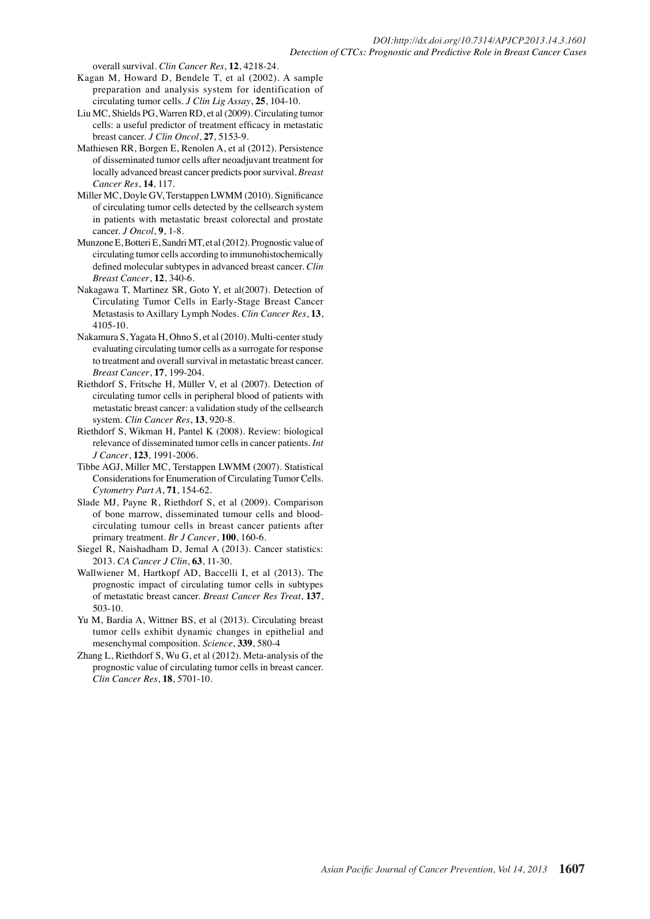overall survival. *Clin Cancer Res*, **12**, 4218-24.

Kagan M, Howard D, Bendele T, et al (2002). A sample preparation and analysis system for identification of circulating tumor cells. *J Clin Lig Assay*, **25**, 104-10.

Liu MC, Shields PG, Warren RD, et al (2009). Circulating tumor cells: a useful predictor of treatment efficacy in metastatic breast cancer. *J Clin Oncol*, **27**, 5153-9.

Mathiesen RR, Borgen E, Renolen A, et al (2012). Persistence of disseminated tumor cells after neoadjuvant treatment for locally advanced breast cancer predicts poor survival. *Breast Cancer Res*, **14**, 117.

Miller MC, Doyle GV, Terstappen LWMM (2010). Significance of circulating tumor cells detected by the cellsearch system in patients with metastatic breast colorectal and prostate cancer. *J Oncol*, **9**, 1-8.

Munzone E, Botteri E, Sandri MT, et al (2012). Prognostic value of circulating tumor cells according to immunohistochemically defined molecular subtypes in advanced breast cancer. *Clin Breast Cancer*, **12**, 340-6.

Nakagawa T, Martinez SR, Goto Y, et al(2007). Detection of Circulating Tumor Cells in Early-Stage Breast Cancer Metastasis to Axillary Lymph Nodes. *Clin Cancer Res*, **13**, 4105-10.

Nakamura S, Yagata H, Ohno S, et al (2010). Multi-center study evaluating circulating tumor cells as a surrogate for response to treatment and overall survival in metastatic breast cancer. *Breast Cancer*, **17**, 199-204.

Riethdorf S, Fritsche H, Müller V, et al (2007). Detection of circulating tumor cells in peripheral blood of patients with metastatic breast cancer: a validation study of the cellsearch system. *Clin Cancer Res*, **13**, 920-8.

Riethdorf S, Wikman H, Pantel K (2008). Review: biological relevance of disseminated tumor cells in cancer patients. *Int J Cancer*, **123**, 1991-2006.

Tibbe AGJ, Miller MC, Terstappen LWMM (2007). Statistical Considerations for Enumeration of Circulating Tumor Cells. *Cytometry Part A*, **71**, 154-62.

Slade MJ, Payne R, Riethdorf S, et al (2009). Comparison of bone marrow, disseminated tumour cells and blood-circulating tumour cells in breast cancer patients after primary treatment. *Br J Cancer*, **100**, 160-6.

Siegel R, Naishadham D, Jemal A (2013). Cancer statistics: 2013. *CA Cancer J Clin*, **63**, 11-30.

Wallwiener M, Hartkopf AD, Baccelli I, et al (2013). The prognostic impact of circulating tumor cells in subtypes of metastatic breast cancer. *Breast Cancer Res Treat*, **137**, 503-10.

Yu M, Bardia A, Wittner BS, et al (2013). Circulating breast tumor cells exhibit dynamic changes in epithelial and mesenchymal composition. *Science*, **339**, 580-4

Zhang L, Riethdorf S, Wu G, et al (2012). Meta-analysis of the prognostic value of circulating tumor cells in breast cancer. *Clin Cancer Res*, **18**, 5701-10.